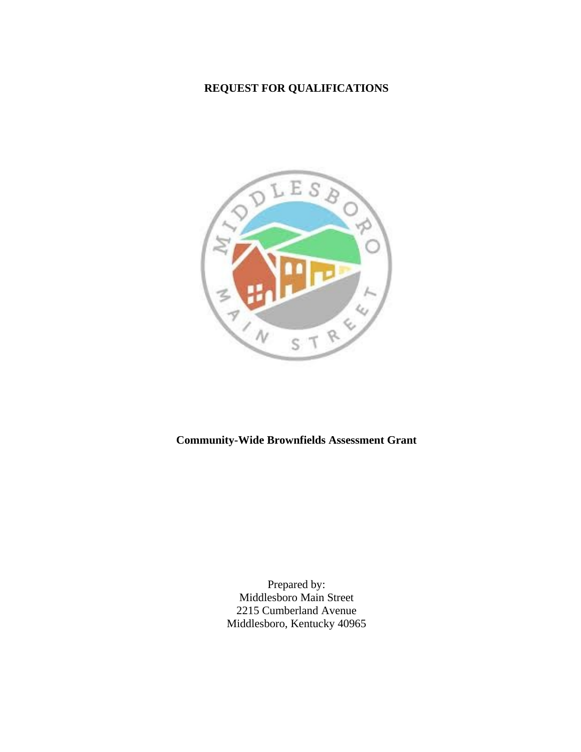# REQUEST FOR QUALIFICATIONS

**Community-Wide Brownfields Assessment Grant**

Prepared by:
Middlesboro Main Street
2215 Cumberland Avenue
Middlesboro, Kentucky 40965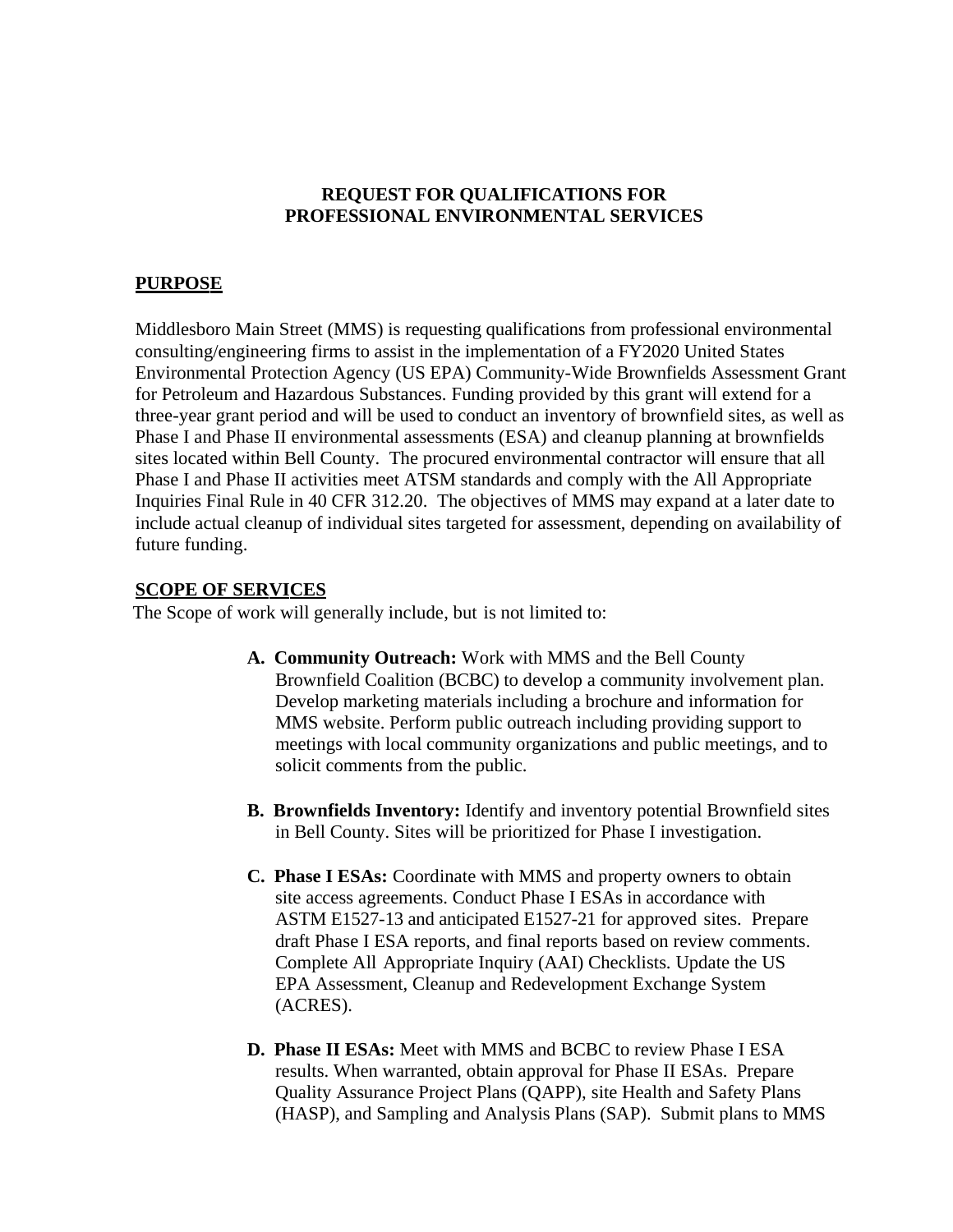**REQUEST FOR QUALIFICATIONS FOR PROFESSIONAL ENVIRONMENTAL SERVICES**

## PURPOSE

Middlesboro Main Street (MMS) is requesting qualifications from professional environmental consulting/engineering firms to assist in the implementation of a FY2020 United States Environmental Protection Agency (US EPA) Community-Wide Brownfields Assessment Grant for Petroleum and Hazardous Substances. Funding provided by this grant will extend for a three-year grant period and will be used to conduct an inventory of brownfield sites, as well as Phase I and Phase II environmental assessments (ESA) and cleanup planning at brownfields sites located within Bell County. The procured environmental contractor will ensure that all Phase I and Phase II activities meet ATSM standards and comply with the All Appropriate Inquiries Final Rule in 40 CFR 312.20. The objectives of MMS may expand at a later date to include actual cleanup of individual sites targeted for assessment, depending on availability of future funding.

## SCOPE OF SERVICES

The Scope of work will generally include, but is not limited to:

**A. Community Outreach:** Work with MMS and the Bell County Brownfield Coalition (BCBC) to develop a community involvement plan. Develop marketing materials including a brochure and information for MMS website. Perform public outreach including providing support to meetings with local community organizations and public meetings, and to solicit comments from the public.

**B. Brownfields Inventory:** Identify and inventory potential Brownfield sites in Bell County. Sites will be prioritized for Phase I investigation.

**C. Phase I ESAs:** Coordinate with MMS and property owners to obtain site access agreements. Conduct Phase I ESAs in accordance with ASTM E1527-13 and anticipated E1527-21 for approved sites. Prepare draft Phase I ESA reports, and final reports based on review comments. Complete All Appropriate Inquiry (AAI) Checklists. Update the US EPA Assessment, Cleanup and Redevelopment Exchange System (ACRES).

**D. Phase II ESAs:** Meet with MMS and BCBC to review Phase I ESA results. When warranted, obtain approval for Phase II ESAs. Prepare Quality Assurance Project Plans (QAPP), site Health and Safety Plans (HASP), and Sampling and Analysis Plans (SAP). Submit plans to MMS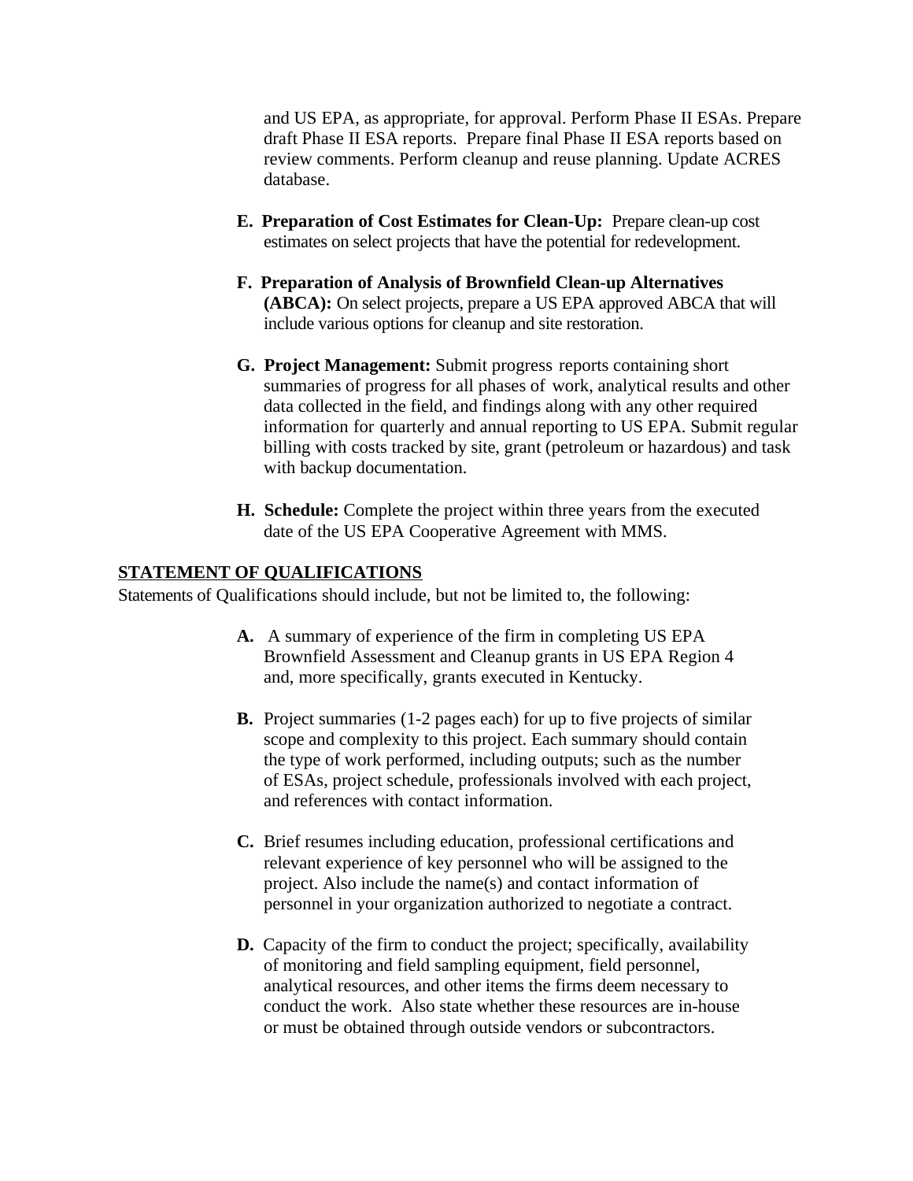and US EPA, as appropriate, for approval. Perform Phase II ESAs. Prepare draft Phase II ESA reports. Prepare final Phase II ESA reports based on review comments. Perform cleanup and reuse planning. Update ACRES database.

**E. Preparation of Cost Estimates for Clean-Up:** Prepare clean-up cost estimates on select projects that have the potential for redevelopment.

**F. Preparation of Analysis of Brownfield Clean-up Alternatives (ABCA):** On select projects, prepare a US EPA approved ABCA that will include various options for cleanup and site restoration.

**G. Project Management:** Submit progress reports containing short summaries of progress for all phases of work, analytical results and other data collected in the field, and findings along with any other required information for quarterly and annual reporting to US EPA. Submit regular billing with costs tracked by site, grant (petroleum or hazardous) and task with backup documentation.

**H. Schedule:** Complete the project within three years from the executed date of the US EPA Cooperative Agreement with MMS.

## STATEMENT OF QUALIFICATIONS

Statements of Qualifications should include, but not be limited to, the following:

**A.** A summary of experience of the firm in completing US EPA Brownfield Assessment and Cleanup grants in US EPA Region 4 and, more specifically, grants executed in Kentucky.

**B.** Project summaries (1-2 pages each) for up to five projects of similar scope and complexity to this project. Each summary should contain the type of work performed, including outputs; such as the number of ESAs, project schedule, professionals involved with each project, and references with contact information.

**C.** Brief resumes including education, professional certifications and relevant experience of key personnel who will be assigned to the project. Also include the name(s) and contact information of personnel in your organization authorized to negotiate a contract.

**D.** Capacity of the firm to conduct the project; specifically, availability of monitoring and field sampling equipment, field personnel, analytical resources, and other items the firms deem necessary to conduct the work. Also state whether these resources are in-house or must be obtained through outside vendors or subcontractors.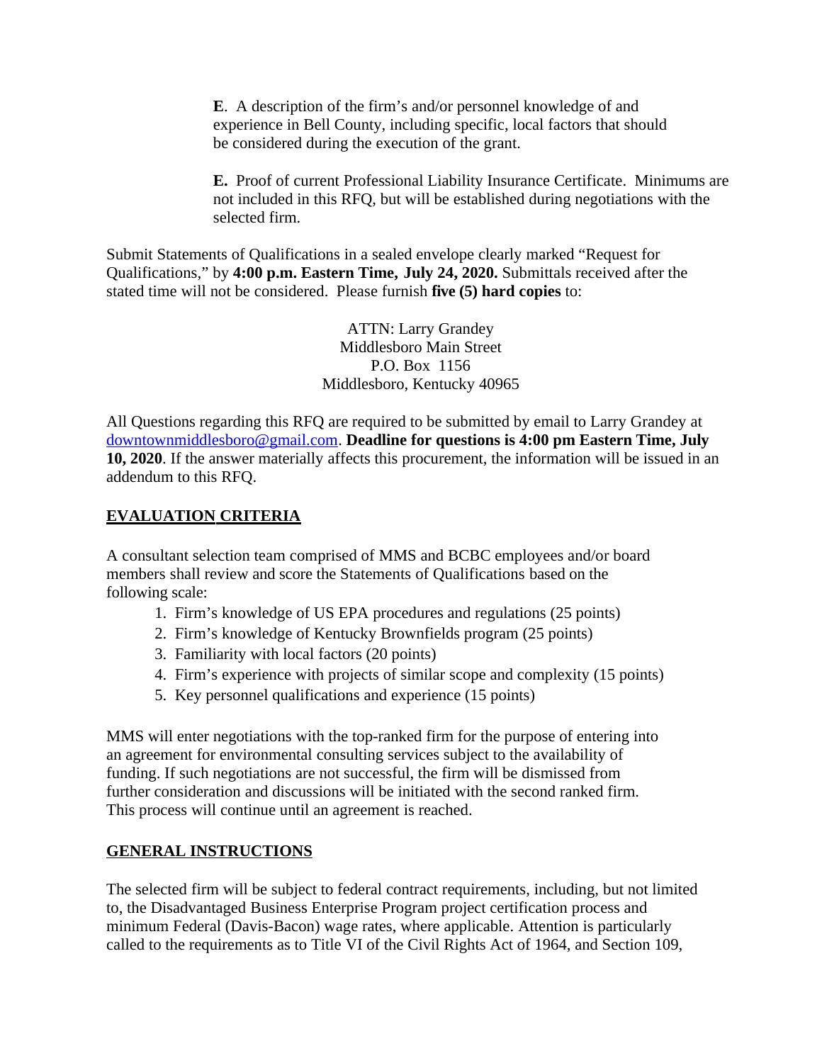**E**. A description of the firm's and/or personnel knowledge of and experience in Bell County, including specific, local factors that should be considered during the execution of the grant.

**E.** Proof of current Professional Liability Insurance Certificate. Minimums are not included in this RFQ, but will be established during negotiations with the selected firm.

Submit Statements of Qualifications in a sealed envelope clearly marked "Request for Qualifications," by **4:00 p.m. Eastern Time, July 24, 2020.** Submittals received after the stated time will not be considered. Please furnish **five (5) hard copies** to:

ATTN: Larry Grandey
Middlesboro Main Street
P.O. Box 1156
Middlesboro, Kentucky 40965

All Questions regarding this RFQ are required to be submitted by email to Larry Grandey at downtownmiddlesboro@gmail.com. **Deadline for questions is 4:00 pm Eastern Time, July 10, 2020**. If the answer materially affects this procurement, the information will be issued in an addendum to this RFQ.

## EVALUATION CRITERIA

A consultant selection team comprised of MMS and BCBC employees and/or board members shall review and score the Statements of Qualifications based on the following scale:

1. Firm's knowledge of US EPA procedures and regulations (25 points)
2. Firm's knowledge of Kentucky Brownfields program (25 points)
3. Familiarity with local factors (20 points)
4. Firm's experience with projects of similar scope and complexity (15 points)
5. Key personnel qualifications and experience (15 points)

MMS will enter negotiations with the top-ranked firm for the purpose of entering into an agreement for environmental consulting services subject to the availability of funding. If such negotiations are not successful, the firm will be dismissed from further consideration and discussions will be initiated with the second ranked firm. This process will continue until an agreement is reached.

## GENERAL INSTRUCTIONS

The selected firm will be subject to federal contract requirements, including, but not limited to, the Disadvantaged Business Enterprise Program project certification process and minimum Federal (Davis-Bacon) wage rates, where applicable. Attention is particularly called to the requirements as to Title VI of the Civil Rights Act of 1964, and Section 109,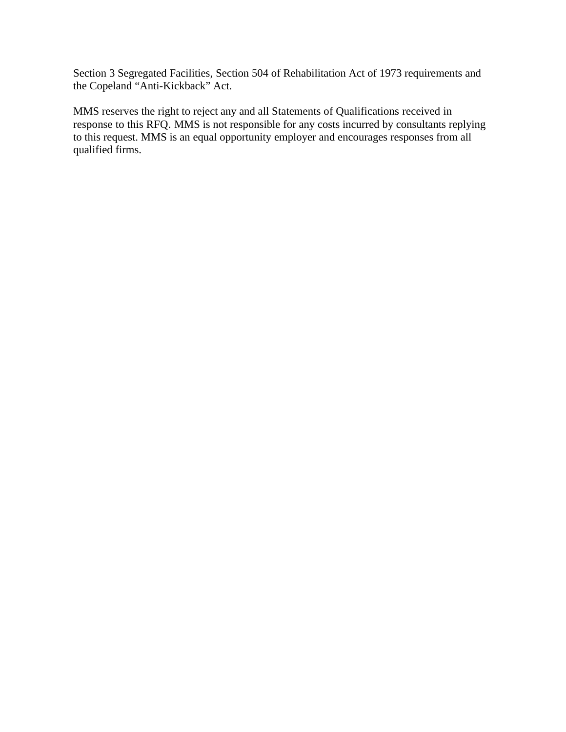Section 3 Segregated Facilities, Section 504 of Rehabilitation Act of 1973 requirements and the Copeland “Anti-Kickback” Act.

MMS reserves the right to reject any and all Statements of Qualifications received in response to this RFQ. MMS is not responsible for any costs incurred by consultants replying to this request. MMS is an equal opportunity employer and encourages responses from all qualified firms.